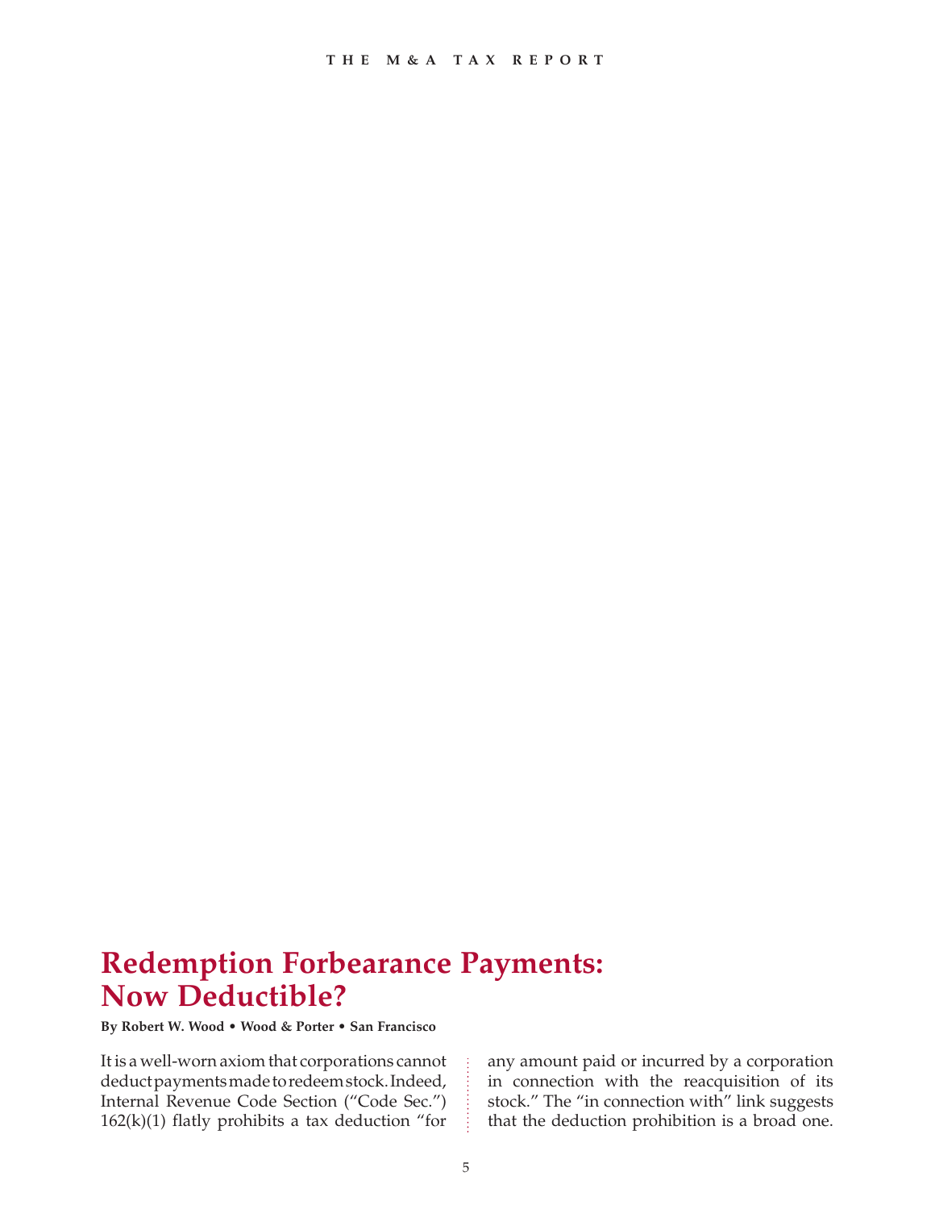# Redemption Forbearance Payments: Now Deductible?

**By Robert W. Wood • Wood & Porter • San Francisco**

It is a well-worn axiom that corporations cannot deduct payments made to redeem stock. Indeed, Internal Revenue Code Section ("Code Sec.") 162(k)(1) flatly prohibits a tax deduction "for any amount paid or incurred by a corporation in connection with the reacquisition of its stock." The "in connection with" link suggests that the deduction prohibition is a broad one.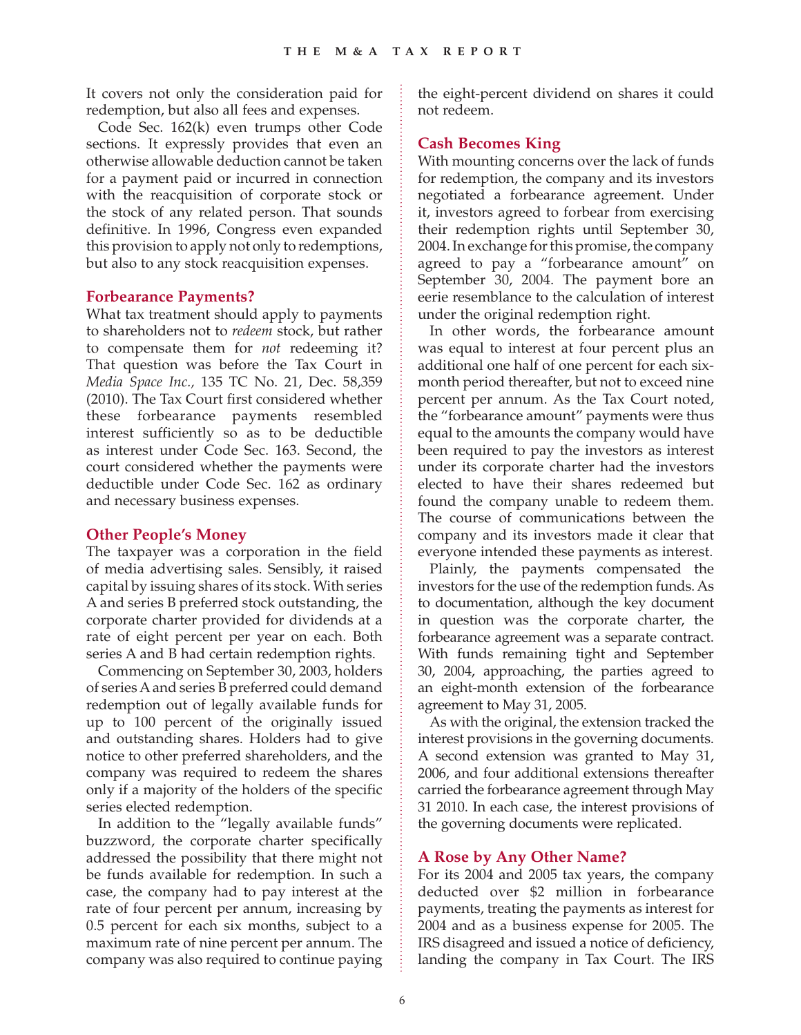It covers not only the consideration paid for redemption, but also all fees and expenses.

Code Sec. 162(k) even trumps other Code sections. It expressly provides that even an otherwise allowable deduction cannot be taken for a payment paid or incurred in connection with the reacquisition of corporate stock or the stock of any related person. That sounds definitive. In 1996, Congress even expanded this provision to apply not only to redemptions, but also to any stock reacquisition expenses.

### Forbearance Payments?

What tax treatment should apply to payments to shareholders not to *redeem* stock, but rather to compensate them for *not* redeeming it? That question was before the Tax Court in *Media Space Inc.*, 135 TC No. 21, Dec. 58,359 (2010). The Tax Court first considered whether these forbearance payments resembled interest sufficiently so as to be deductible as interest under Code Sec. 163. Second, the court considered whether the payments were deductible under Code Sec. 162 as ordinary and necessary business expenses.

### Other People's Money

The taxpayer was a corporation in the field of media advertising sales. Sensibly, it raised capital by issuing shares of its stock. With series A and series B preferred stock outstanding, the corporate charter provided for dividends at a rate of eight percent per year on each. Both series A and B had certain redemption rights.

Commencing on September 30, 2003, holders of series A and series B preferred could demand redemption out of legally available funds for up to 100 percent of the originally issued and outstanding shares. Holders had to give notice to other preferred shareholders, and the company was required to redeem the shares only if a majority of the holders of the specific series elected redemption.

In addition to the "legally available funds" buzzword, the corporate charter specifically addressed the possibility that there might not be funds available for redemption. In such a case, the company had to pay interest at the rate of four percent per annum, increasing by 0.5 percent for each six months, subject to a maximum rate of nine percent per annum. The company was also required to continue paying the eight-percent dividend on shares it could not redeem.

### Cash Becomes King

With mounting concerns over the lack of funds for redemption, the company and its investors negotiated a forbearance agreement. Under it, investors agreed to forbear from exercising their redemption rights until September 30, 2004. In exchange for this promise, the company agreed to pay a "forbearance amount" on September 30, 2004. The payment bore an eerie resemblance to the calculation of interest under the original redemption right.

In other words, the forbearance amount was equal to interest at four percent plus an additional one half of one percent for each six-month period thereafter, but not to exceed nine percent per annum. As the Tax Court noted, the "forbearance amount" payments were thus equal to the amounts the company would have been required to pay the investors as interest under its corporate charter had the investors elected to have their shares redeemed but found the company unable to redeem them. The course of communications between the company and its investors made it clear that everyone intended these payments as interest.

Plainly, the payments compensated the investors for the use of the redemption funds. As to documentation, although the key document in question was the corporate charter, the forbearance agreement was a separate contract. With funds remaining tight and September 30, 2004, approaching, the parties agreed to an eight-month extension of the forbearance agreement to May 31, 2005.

As with the original, the extension tracked the interest provisions in the governing documents. A second extension was granted to May 31, 2006, and four additional extensions thereafter carried the forbearance agreement through May 31 2010. In each case, the interest provisions of the governing documents were replicated.

### A Rose by Any Other Name?

For its 2004 and 2005 tax years, the company deducted over $2 million in forbearance payments, treating the payments as interest for 2004 and as a business expense for 2005. The IRS disagreed and issued a notice of deficiency, landing the company in Tax Court. The IRS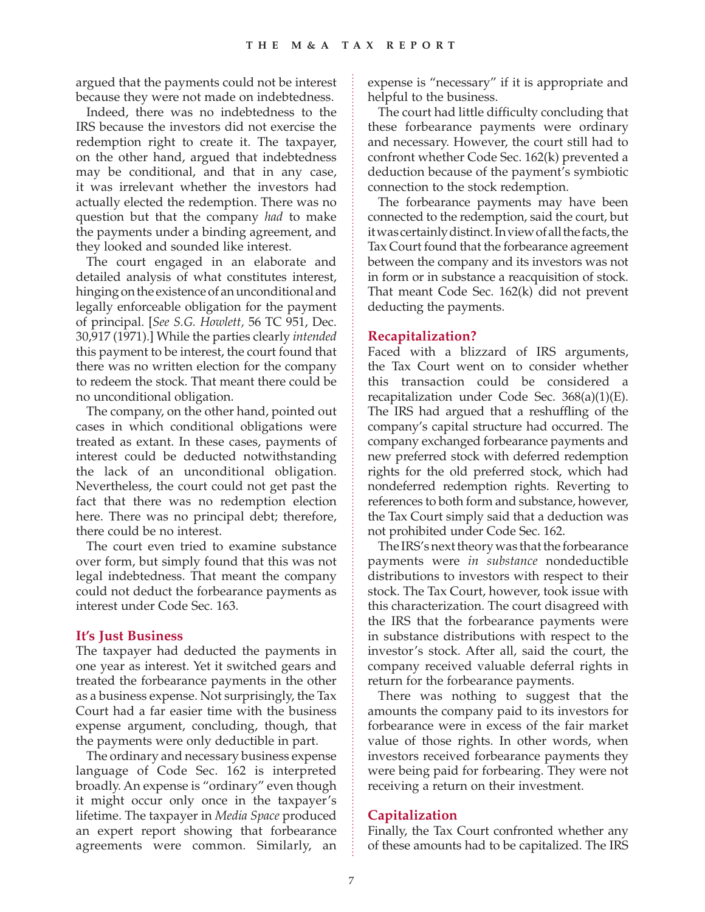argued that the payments could not be interest because they were not made on indebtedness.

Indeed, there was no indebtedness to the IRS because the investors did not exercise the redemption right to create it. The taxpayer, on the other hand, argued that indebtedness may be conditional, and that in any case, it was irrelevant whether the investors had actually elected the redemption. There was no question but that the company *had* to make the payments under a binding agreement, and they looked and sounded like interest.

The court engaged in an elaborate and detailed analysis of what constitutes interest, hinging on the existence of an unconditional and legally enforceable obligation for the payment of principal. [*See S.G. Howlett,* 56 TC 951, Dec. 30,917 (1971).] While the parties clearly *intended* this payment to be interest, the court found that there was no written election for the company to redeem the stock. That meant there could be no unconditional obligation.

The company, on the other hand, pointed out cases in which conditional obligations were treated as extant. In these cases, payments of interest could be deducted notwithstanding the lack of an unconditional obligation. Nevertheless, the court could not get past the fact that there was no redemption election here. There was no principal debt; therefore, there could be no interest.

The court even tried to examine substance over form, but simply found that this was not legal indebtedness. That meant the company could not deduct the forbearance payments as interest under Code Sec. 163.

## It's Just Business

The taxpayer had deducted the payments in one year as interest. Yet it switched gears and treated the forbearance payments in the other as a business expense. Not surprisingly, the Tax Court had a far easier time with the business expense argument, concluding, though, that the payments were only deductible in part.

The ordinary and necessary business expense language of Code Sec. 162 is interpreted broadly. An expense is "ordinary" even though it might occur only once in the taxpayer's lifetime. The taxpayer in *Media Space* produced an expert report showing that forbearance agreements were common. Similarly, an expense is "necessary" if it is appropriate and helpful to the business.

The court had little difficulty concluding that these forbearance payments were ordinary and necessary. However, the court still had to confront whether Code Sec. 162(k) prevented a deduction because of the payment's symbiotic connection to the stock redemption.

The forbearance payments may have been connected to the redemption, said the court, but it was certainly distinct. In view of all the facts, the Tax Court found that the forbearance agreement between the company and its investors was not in form or in substance a reacquisition of stock. That meant Code Sec. 162(k) did not prevent deducting the payments.

## Recapitalization?

Faced with a blizzard of IRS arguments, the Tax Court went on to consider whether this transaction could be considered a recapitalization under Code Sec. 368(a)(1)(E). The IRS had argued that a reshuffling of the company's capital structure had occurred. The company exchanged forbearance payments and new preferred stock with deferred redemption rights for the old preferred stock, which had nondeferred redemption rights. Reverting to references to both form and substance, however, the Tax Court simply said that a deduction was not prohibited under Code Sec. 162.

The IRS's next theory was that the forbearance payments were *in substance* nondeductible distributions to investors with respect to their stock. The Tax Court, however, took issue with this characterization. The court disagreed with the IRS that the forbearance payments were in substance distributions with respect to the investor's stock. After all, said the court, the company received valuable deferral rights in return for the forbearance payments.

There was nothing to suggest that the amounts the company paid to its investors for forbearance were in excess of the fair market value of those rights. In other words, when investors received forbearance payments they were being paid for forbearing. They were not receiving a return on their investment.

## Capitalization

Finally, the Tax Court confronted whether any of these amounts had to be capitalized. The IRS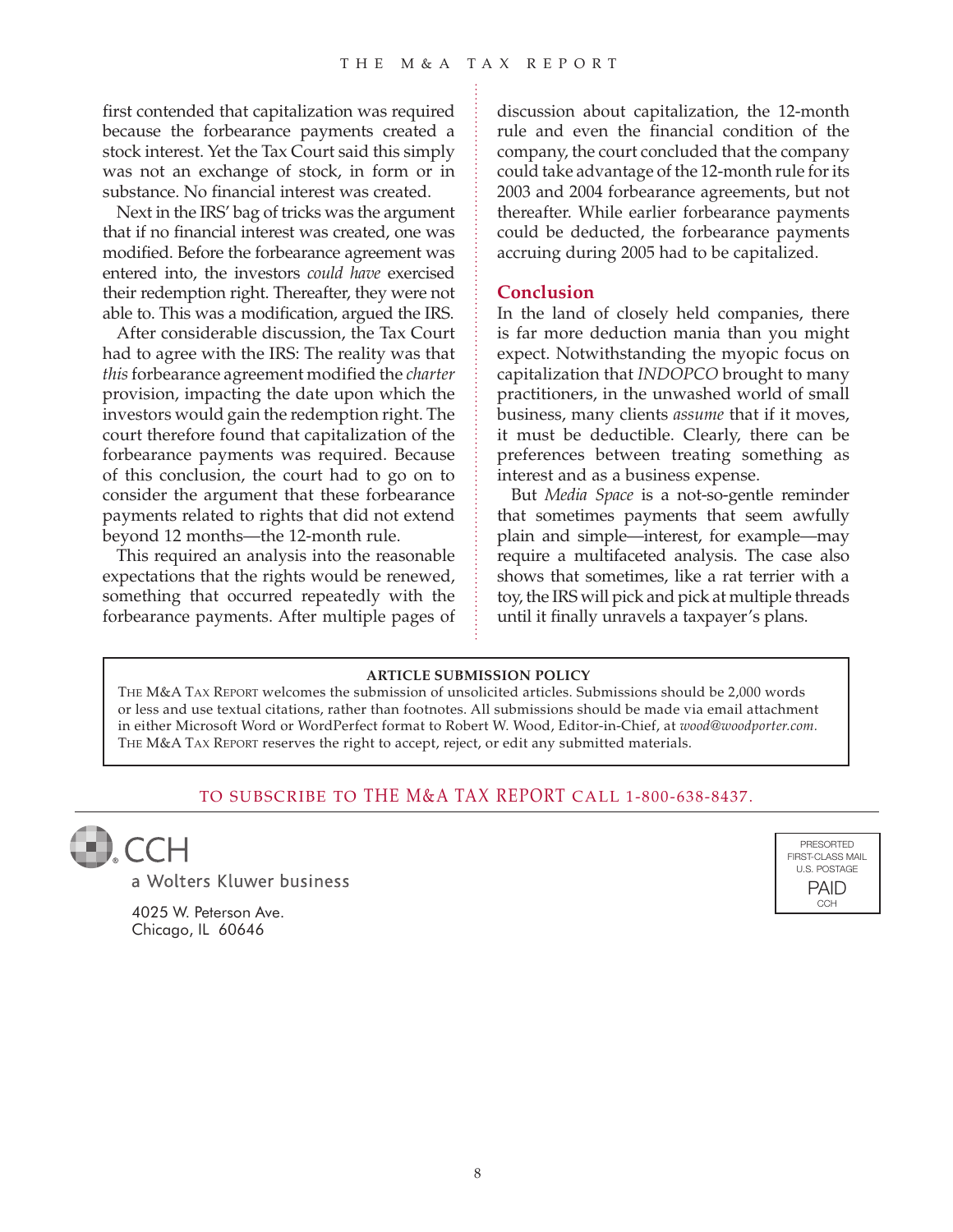first contended that capitalization was required because the forbearance payments created a stock interest. Yet the Tax Court said this simply was not an exchange of stock, in form or in substance. No financial interest was created.

Next in the IRS' bag of tricks was the argument that if no financial interest was created, one was modified. Before the forbearance agreement was entered into, the investors *could have* exercised their redemption right. Thereafter, they were not able to. This was a modification, argued the IRS.

After considerable discussion, the Tax Court had to agree with the IRS: The reality was that *this* forbearance agreement modified the *charter* provision, impacting the date upon which the investors would gain the redemption right. The court therefore found that capitalization of the forbearance payments was required. Because of this conclusion, the court had to go on to consider the argument that these forbearance payments related to rights that did not extend beyond 12 months—the 12-month rule.

This required an analysis into the reasonable expectations that the rights would be renewed, something that occurred repeatedly with the forbearance payments. After multiple pages of discussion about capitalization, the 12-month rule and even the financial condition of the company, the court concluded that the company could take advantage of the 12-month rule for its 2003 and 2004 forbearance agreements, but not thereafter. While earlier forbearance payments could be deducted, the forbearance payments accruing during 2005 had to be capitalized.

## Conclusion

In the land of closely held companies, there is far more deduction mania than you might expect. Notwithstanding the myopic focus on capitalization that *INDOPCO* brought to many practitioners, in the unwashed world of small business, many clients *assume* that if it moves, it must be deductible. Clearly, there can be preferences between treating something as interest and as a business expense.

But *Media Space* is a not-so-gentle reminder that sometimes payments that seem awfully plain and simple—interest, for example—may require a multifaceted analysis. The case also shows that sometimes, like a rat terrier with a toy, the IRS will pick and pick at multiple threads until it finally unravels a taxpayer's plans.

**ARTICLE SUBMISSION POLICY**

THE M&A TAX REPORT welcomes the submission of unsolicited articles. Submissions should be 2,000 words or less and use textual citations, rather than footnotes. All submissions should be made via email attachment in either Microsoft Word or WordPerfect format to Robert W. Wood, Editor-in-Chief, at *wood@woodporter.com.* THE M&A TAX REPORT reserves the right to accept, reject, or edit any submitted materials.

TO SUBSCRIBE TO THE M&A TAX REPORT CALL 1-800-638-8437.

CCH
a Wolters Kluwer business

4025 W. Peterson Ave.
Chicago, IL 60646

PRESORTED
FIRST-CLASS MAIL
U.S. POSTAGE
PAID
CCH